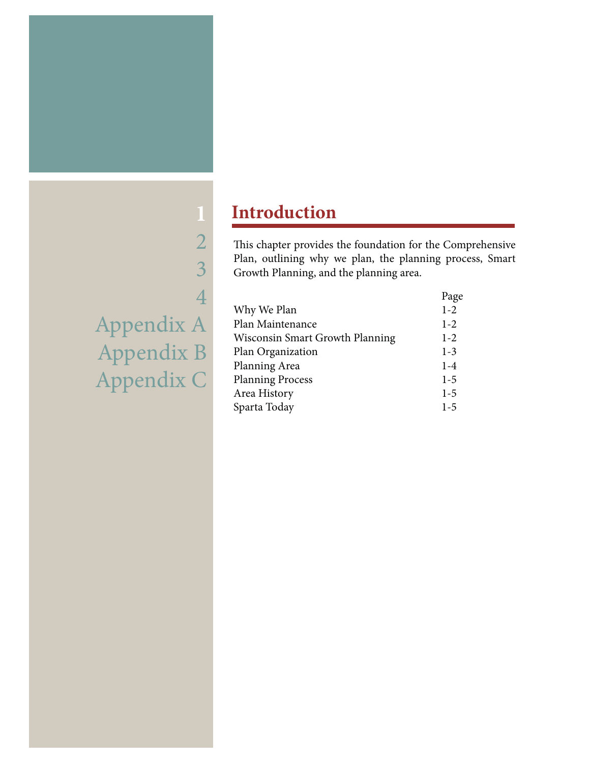1
2
3
4
Appendix A
Appendix B
Appendix C

# Introduction

This chapter provides the foundation for the Comprehensive Plan, outlining why we plan, the planning process, Smart Growth Planning, and the planning area.

| | Page |
|---|---|
| Why We Plan | 1-2 |
| Plan Maintenance | 1-2 |
| Wisconsin Smart Growth Planning | 1-2 |
| Plan Organization | 1-3 |
| Planning Area | 1-4 |
| Planning Process | 1-5 |
| Area History | 1-5 |
| Sparta Today | 1-5 |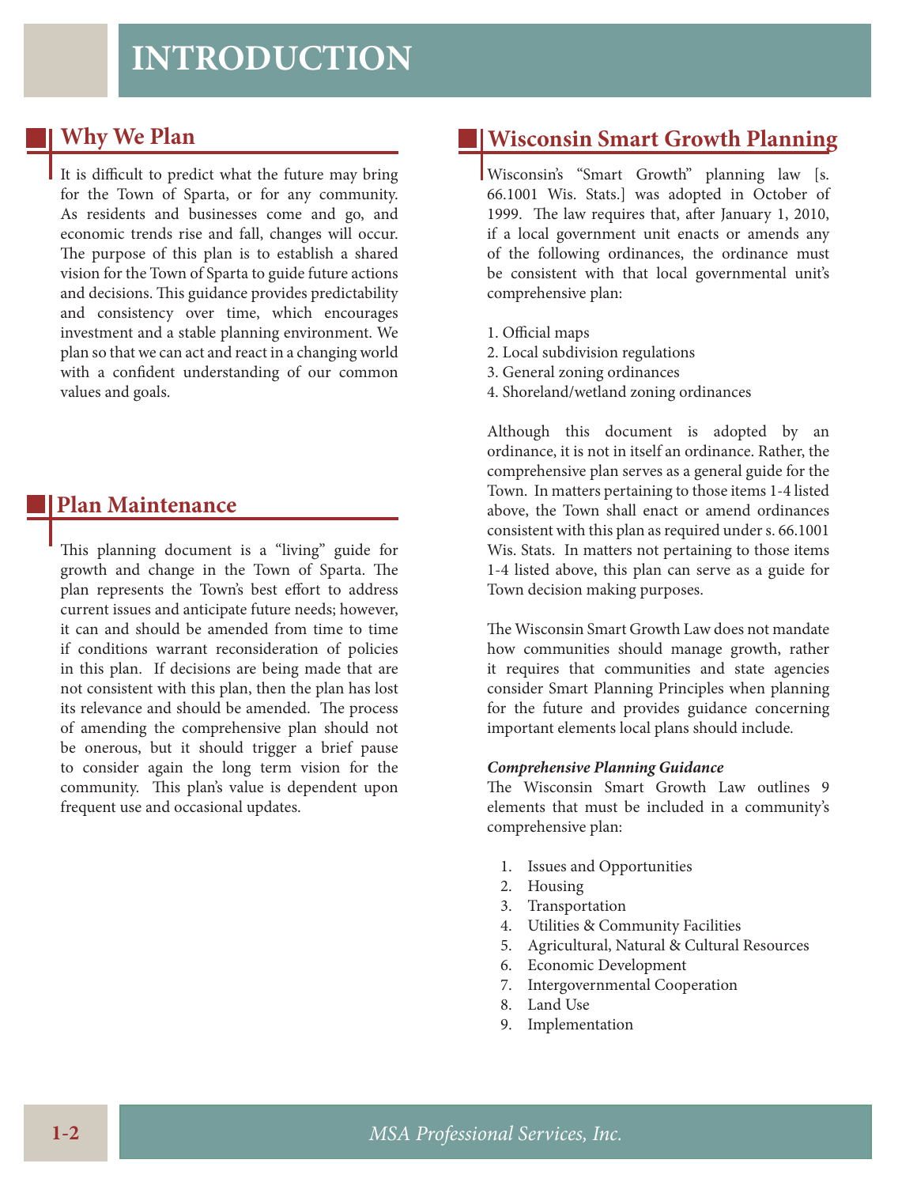# INTRODUCTION

## Why We Plan

It is difficult to predict what the future may bring for the Town of Sparta, or for any community. As residents and businesses come and go, and economic trends rise and fall, changes will occur. The purpose of this plan is to establish a shared vision for the Town of Sparta to guide future actions and decisions. This guidance provides predictability and consistency over time, which encourages investment and a stable planning environment. We plan so that we can act and react in a changing world with a confident understanding of our common values and goals.

## Plan Maintenance

This planning document is a "living" guide for growth and change in the Town of Sparta. The plan represents the Town's best effort to address current issues and anticipate future needs; however, it can and should be amended from time to time if conditions warrant reconsideration of policies in this plan. If decisions are being made that are not consistent with this plan, then the plan has lost its relevance and should be amended. The process of amending the comprehensive plan should not be onerous, but it should trigger a brief pause to consider again the long term vision for the community. This plan's value is dependent upon frequent use and occasional updates.

## Wisconsin Smart Growth Planning

Wisconsin's "Smart Growth" planning law [s. 66.1001 Wis. Stats.] was adopted in October of 1999. The law requires that, after January 1, 2010, if a local government unit enacts or amends any of the following ordinances, the ordinance must be consistent with that local governmental unit's comprehensive plan:

1. Official maps
2. Local subdivision regulations
3. General zoning ordinances
4. Shoreland/wetland zoning ordinances

Although this document is adopted by an ordinance, it is not in itself an ordinance. Rather, the comprehensive plan serves as a general guide for the Town. In matters pertaining to those items 1-4 listed above, the Town shall enact or amend ordinances consistent with this plan as required under s. 66.1001 Wis. Stats. In matters not pertaining to those items 1-4 listed above, this plan can serve as a guide for Town decision making purposes.

The Wisconsin Smart Growth Law does not mandate how communities should manage growth, rather it requires that communities and state agencies consider Smart Planning Principles when planning for the future and provides guidance concerning important elements local plans should include.

***Comprehensive Planning Guidance***

The Wisconsin Smart Growth Law outlines 9 elements that must be included in a community's comprehensive plan:

1. Issues and Opportunities
2. Housing
3. Transportation
4. Utilities & Community Facilities
5. Agricultural, Natural & Cultural Resources
6. Economic Development
7. Intergovernmental Cooperation
8. Land Use
9. Implementation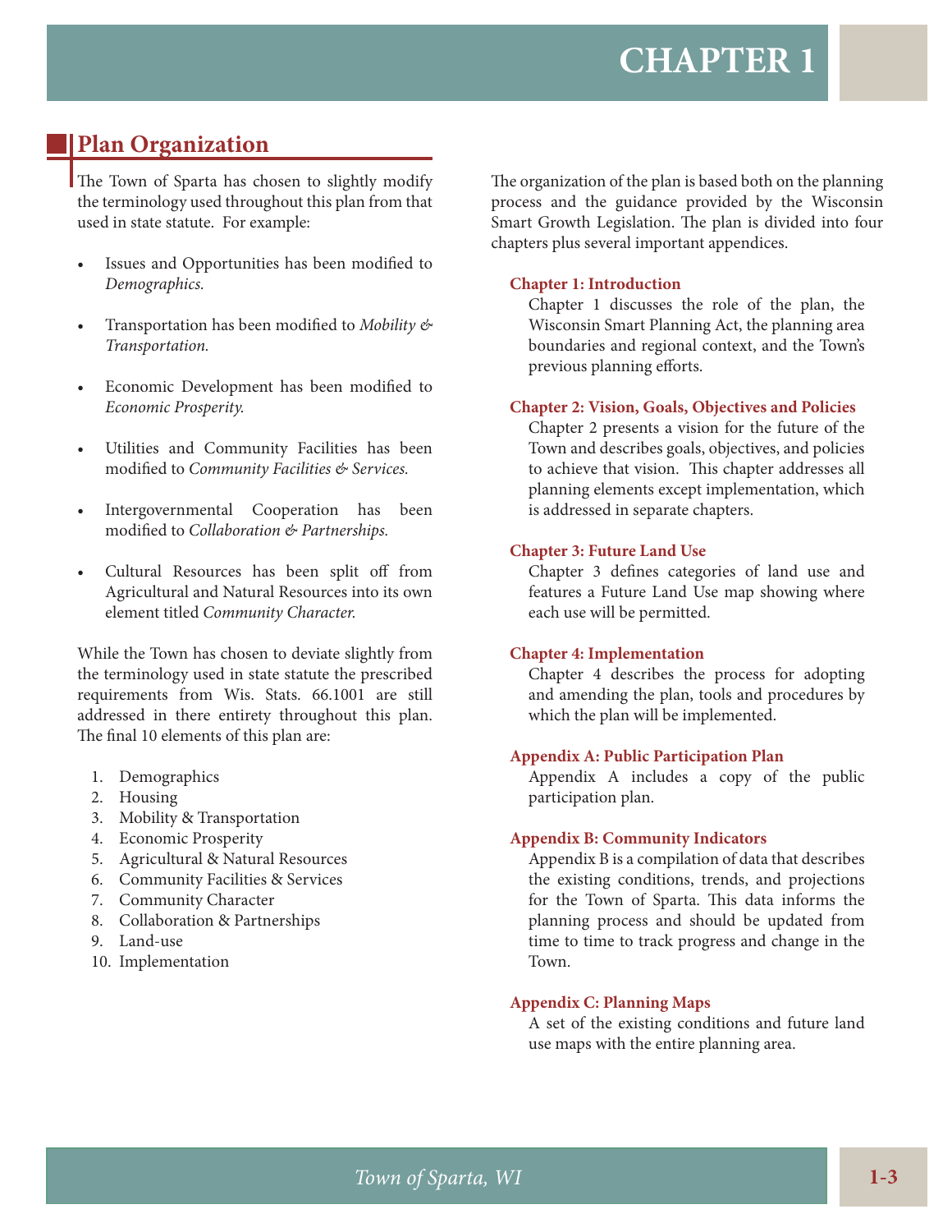# CHAPTER 1

## Plan Organization

The Town of Sparta has chosen to slightly modify the terminology used throughout this plan from that used in state statute. For example:

- Issues and Opportunities has been modified to *Demographics.*
- Transportation has been modified to *Mobility & Transportation.*
- Economic Development has been modified to *Economic Prosperity.*
- Utilities and Community Facilities has been modified to *Community Facilities & Services.*
- Intergovernmental Cooperation has been modified to *Collaboration & Partnerships.*
- Cultural Resources has been split off from Agricultural and Natural Resources into its own element titled *Community Character.*

While the Town has chosen to deviate slightly from the terminology used in state statute the prescribed requirements from Wis. Stats. 66.1001 are still addressed in there entirety throughout this plan. The final 10 elements of this plan are:

1. Demographics
2. Housing
3. Mobility & Transportation
4. Economic Prosperity
5. Agricultural & Natural Resources
6. Community Facilities & Services
7. Community Character
8. Collaboration & Partnerships
9. Land-use
10. Implementation

The organization of the plan is based both on the planning process and the guidance provided by the Wisconsin Smart Growth Legislation. The plan is divided into four chapters plus several important appendices.

**Chapter 1: Introduction**
Chapter 1 discusses the role of the plan, the Wisconsin Smart Planning Act, the planning area boundaries and regional context, and the Town's previous planning efforts.

**Chapter 2: Vision, Goals, Objectives and Policies**
Chapter 2 presents a vision for the future of the Town and describes goals, objectives, and policies to achieve that vision. This chapter addresses all planning elements except implementation, which is addressed in separate chapters.

**Chapter 3: Future Land Use**
Chapter 3 defines categories of land use and features a Future Land Use map showing where each use will be permitted.

**Chapter 4: Implementation**
Chapter 4 describes the process for adopting and amending the plan, tools and procedures by which the plan will be implemented.

**Appendix A: Public Participation Plan**
Appendix A includes a copy of the public participation plan.

**Appendix B: Community Indicators**
Appendix B is a compilation of data that describes the existing conditions, trends, and projections for the Town of Sparta. This data informs the planning process and should be updated from time to time to track progress and change in the Town.

**Appendix C: Planning Maps**
A set of the existing conditions and future land use maps with the entire planning area.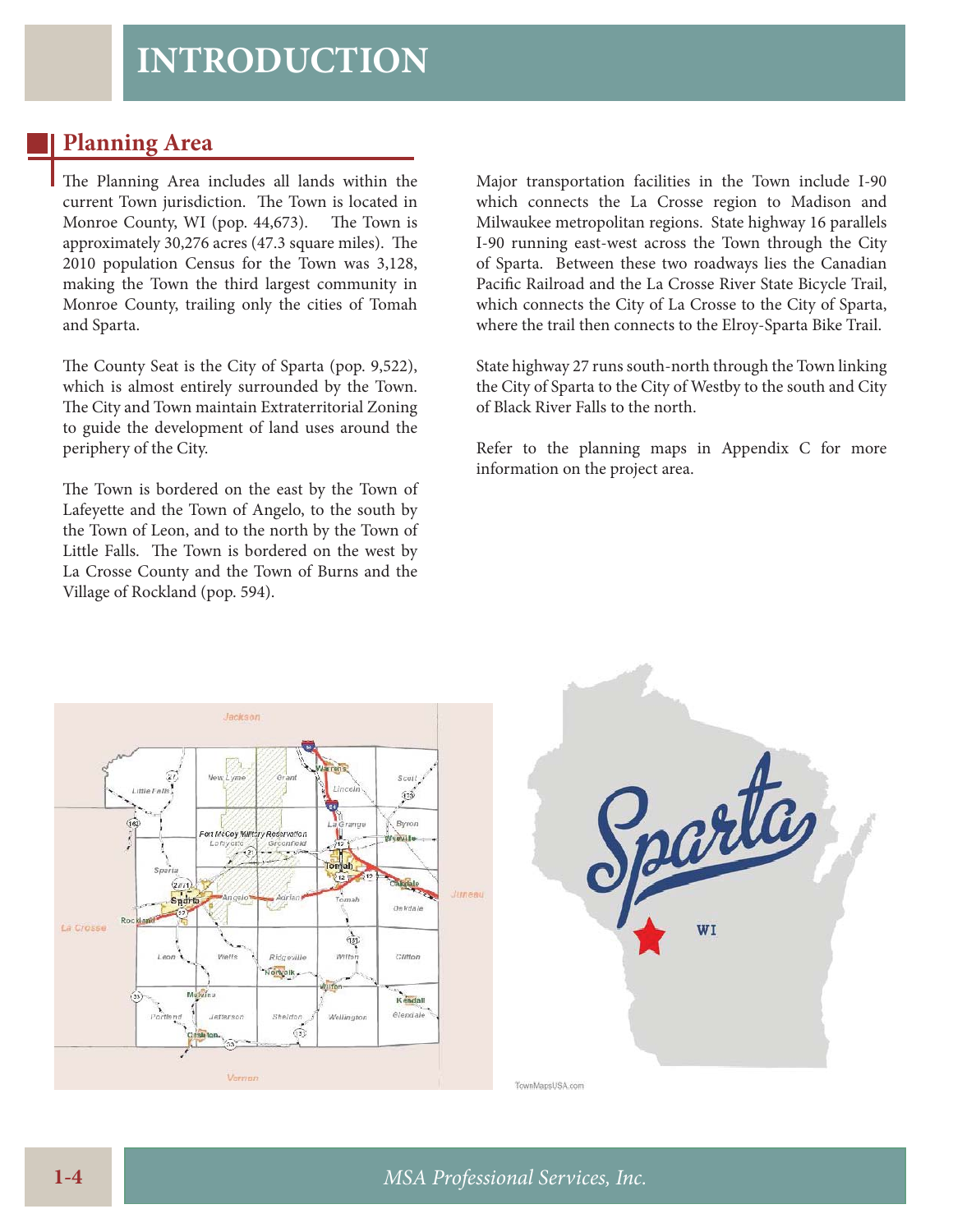# INTRODUCTION

## Planning Area

The Planning Area includes all lands within the current Town jurisdiction. The Town is located in Monroe County, WI (pop. 44,673). The Town is approximately 30,276 acres (47.3 square miles). The 2010 population Census for the Town was 3,128, making the Town the third largest community in Monroe County, trailing only the cities of Tomah and Sparta.

The County Seat is the City of Sparta (pop. 9,522), which is almost entirely surrounded by the Town. The City and Town maintain Extraterritorial Zoning to guide the development of land uses around the periphery of the City.

The Town is bordered on the east by the Town of Lafeyette and the Town of Angelo, to the south by the Town of Leon, and to the north by the Town of Little Falls. The Town is bordered on the west by La Crosse County and the Town of Burns and the Village of Rockland (pop. 594).

Major transportation facilities in the Town include I-90 which connects the La Crosse region to Madison and Milwaukee metropolitan regions. State highway 16 parallels I-90 running east-west across the Town through the City of Sparta. Between these two roadways lies the Canadian Pacific Railroad and the La Crosse River State Bicycle Trail, which connects the City of La Crosse to the City of Sparta, where the trail then connects to the Elroy-Sparta Bike Trail.

State highway 27 runs south-north through the Town linking the City of Sparta to the City of Westby to the south and City of Black River Falls to the north.

Refer to the planning maps in Appendix C for more information on the project area.

TownMapsUSA.com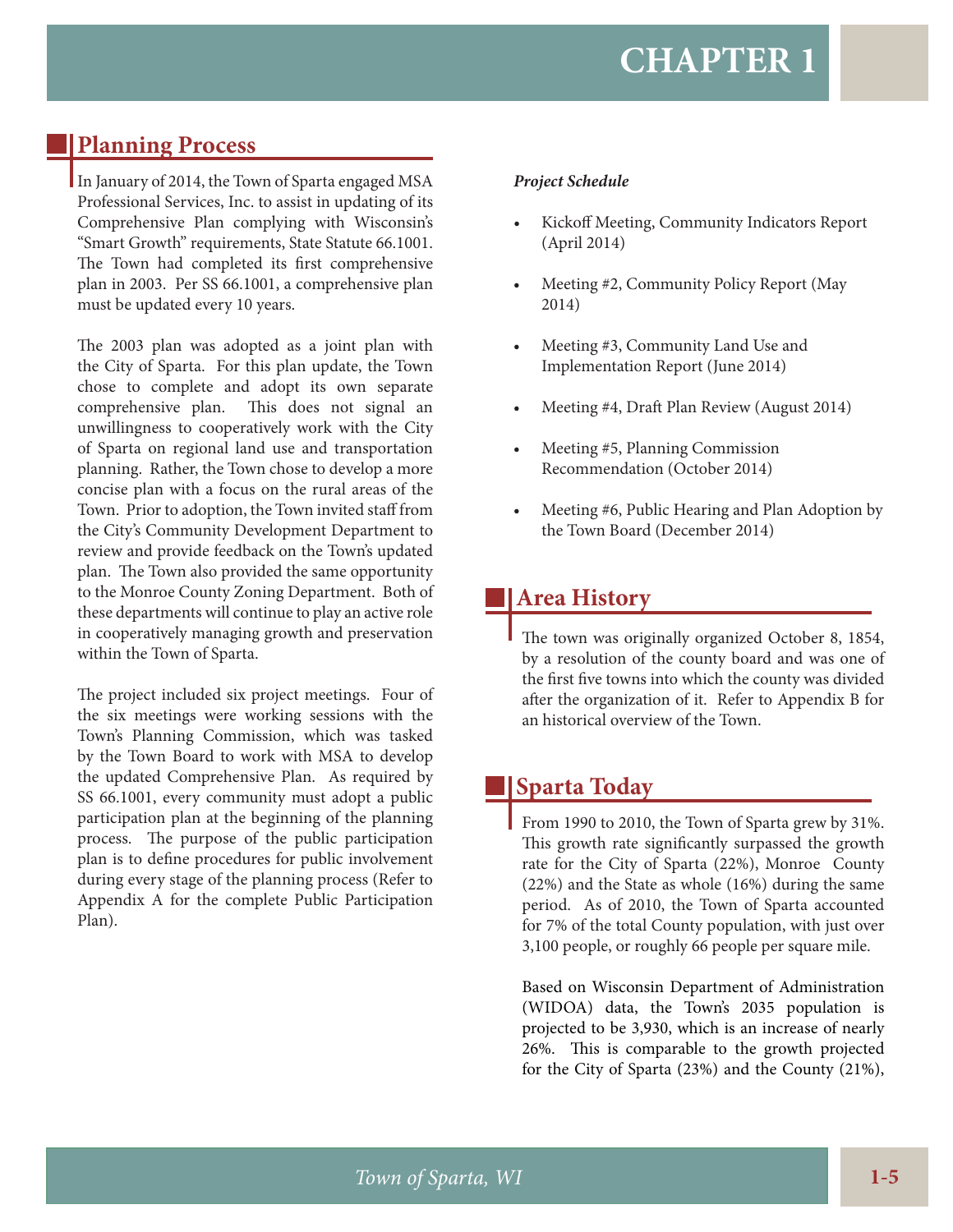# CHAPTER 1

## Planning Process

In January of 2014, the Town of Sparta engaged MSA Professional Services, Inc. to assist in updating of its Comprehensive Plan complying with Wisconsin's "Smart Growth" requirements, State Statute 66.1001. The Town had completed its first comprehensive plan in 2003. Per SS 66.1001, a comprehensive plan must be updated every 10 years.

The 2003 plan was adopted as a joint plan with the City of Sparta. For this plan update, the Town chose to complete and adopt its own separate comprehensive plan. This does not signal an unwillingness to cooperatively work with the City of Sparta on regional land use and transportation planning. Rather, the Town chose to develop a more concise plan with a focus on the rural areas of the Town. Prior to adoption, the Town invited staff from the City's Community Development Department to review and provide feedback on the Town's updated plan. The Town also provided the same opportunity to the Monroe County Zoning Department. Both of these departments will continue to play an active role in cooperatively managing growth and preservation within the Town of Sparta.

The project included six project meetings. Four of the six meetings were working sessions with the Town's Planning Commission, which was tasked by the Town Board to work with MSA to develop the updated Comprehensive Plan. As required by SS 66.1001, every community must adopt a public participation plan at the beginning of the planning process. The purpose of the public participation plan is to define procedures for public involvement during every stage of the planning process (Refer to Appendix A for the complete Public Participation Plan).

***Project Schedule***

- Kickoff Meeting, Community Indicators Report (April 2014)
- Meeting #2, Community Policy Report (May 2014)
- Meeting #3, Community Land Use and Implementation Report (June 2014)
- Meeting #4, Draft Plan Review (August 2014)
- Meeting #5, Planning Commission Recommendation (October 2014)
- Meeting #6, Public Hearing and Plan Adoption by the Town Board (December 2014)

## Area History

The town was originally organized October 8, 1854, by a resolution of the county board and was one of the first five towns into which the county was divided after the organization of it. Refer to Appendix B for an historical overview of the Town.

## Sparta Today

From 1990 to 2010, the Town of Sparta grew by 31%. This growth rate significantly surpassed the growth rate for the City of Sparta (22%), Monroe County (22%) and the State as whole (16%) during the same period. As of 2010, the Town of Sparta accounted for 7% of the total County population, with just over 3,100 people, or roughly 66 people per square mile.

Based on Wisconsin Department of Administration (WIDOA) data, the Town's 2035 population is projected to be 3,930, which is an increase of nearly 26%. This is comparable to the growth projected for the City of Sparta (23%) and the County (21%),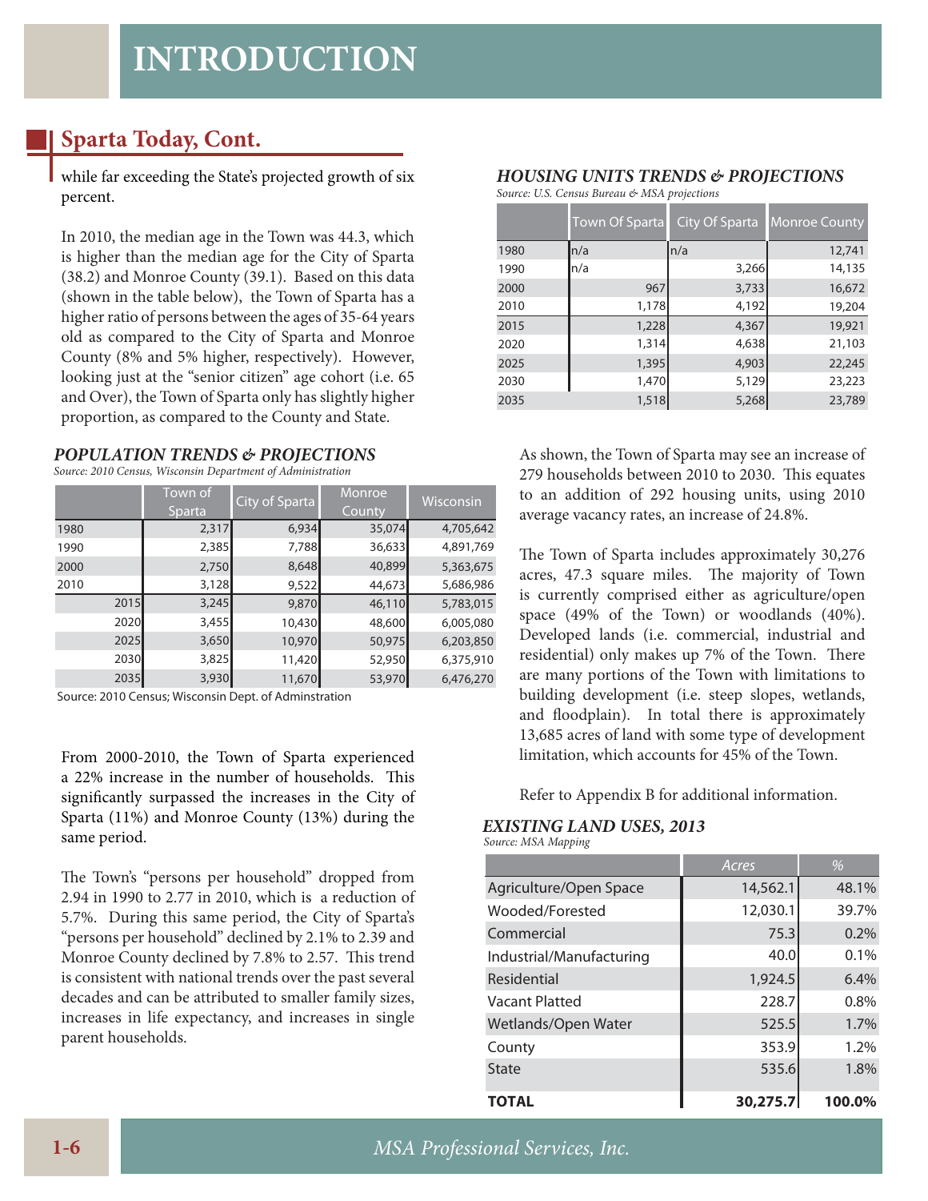# INTRODUCTION

## Sparta Today, Cont.

while far exceeding the State's projected growth of six percent.

In 2010, the median age in the Town was 44.3, which is higher than the median age for the City of Sparta (38.2) and Monroe County (39.1). Based on this data (shown in the table below), the Town of Sparta has a higher ratio of persons between the ages of 35-64 years old as compared to the City of Sparta and Monroe County (8% and 5% higher, respectively). However, looking just at the "senior citizen" age cohort (i.e. 65 and Over), the Town of Sparta only has slightly higher proportion, as compared to the County and State.

### *POPULATION TRENDS & PROJECTIONS*

*Source: 2010 Census, Wisconsin Department of Administration*

| | Town of Sparta | City of Sparta | Monroe County | Wisconsin |
|---|---|---|---|---|
| 1980 | 2,317 | 6,934 | 35,074 | 4,705,642 |
| 1990 | 2,385 | 7,788 | 36,633 | 4,891,769 |
| 2000 | 2,750 | 8,648 | 40,899 | 5,363,675 |
| 2010 | 3,128 | 9,522 | 44,673 | 5,686,986 |
| 2015 | 3,245 | 9,870 | 46,110 | 5,783,015 |
| 2020 | 3,455 | 10,430 | 48,600 | 6,005,080 |
| 2025 | 3,650 | 10,970 | 50,975 | 6,203,850 |
| 2030 | 3,825 | 11,420 | 52,950 | 6,375,910 |
| 2035 | 3,930 | 11,670 | 53,970 | 6,476,270 |

Source: 2010 Census; Wisconsin Dept. of Adminstration

From 2000-2010, the Town of Sparta experienced a 22% increase in the number of households. This significantly surpassed the increases in the City of Sparta (11%) and Monroe County (13%) during the same period.

The Town's "persons per household" dropped from 2.94 in 1990 to 2.77 in 2010, which is a reduction of 5.7%. During this same period, the City of Sparta's "persons per household" declined by 2.1% to 2.39 and Monroe County declined by 7.8% to 2.57. This trend is consistent with national trends over the past several decades and can be attributed to smaller family sizes, increases in life expectancy, and increases in single parent households.

### *HOUSING UNITS TRENDS & PROJECTIONS*

*Source: U.S. Census Bureau & MSA projections*

| | Town Of Sparta | City Of Sparta | Monroe County |
|---|---|---|---|
| 1980 | n/a | n/a | 12,741 |
| 1990 | n/a | 3,266 | 14,135 |
| 2000 | 967 | 3,733 | 16,672 |
| 2010 | 1,178 | 4,192 | 19,204 |
| 2015 | 1,228 | 4,367 | 19,921 |
| 2020 | 1,314 | 4,638 | 21,103 |
| 2025 | 1,395 | 4,903 | 22,245 |
| 2030 | 1,470 | 5,129 | 23,223 |
| 2035 | 1,518 | 5,268 | 23,789 |

As shown, the Town of Sparta may see an increase of 279 households between 2010 to 2030. This equates to an addition of 292 housing units, using 2010 average vacancy rates, an increase of 24.8%.

The Town of Sparta includes approximately 30,276 acres, 47.3 square miles. The majority of Town is currently comprised either as agriculture/open space (49% of the Town) or woodlands (40%). Developed lands (i.e. commercial, industrial and residential) only makes up 7% of the Town. There are many portions of the Town with limitations to building development (i.e. steep slopes, wetlands, and floodplain). In total there is approximately 13,685 acres of land with some type of development limitation, which accounts for 45% of the Town.

Refer to Appendix B for additional information.

### *EXISTING LAND USES, 2013*

*Source: MSA Mapping*

| | Acres | % |
|---|---|---|
| Agriculture/Open Space | 14,562.1 | 48.1% |
| Wooded/Forested | 12,030.1 | 39.7% |
| Commercial | 75.3 | 0.2% |
| Industrial/Manufacturing | 40.0 | 0.1% |
| Residential | 1,924.5 | 6.4% |
| Vacant Platted | 228.7 | 0.8% |
| Wetlands/Open Water | 525.5 | 1.7% |
| County | 353.9 | 1.2% |
| State | 535.6 | 1.8% |
| **TOTAL** | **30,275.7** | **100.0%** |